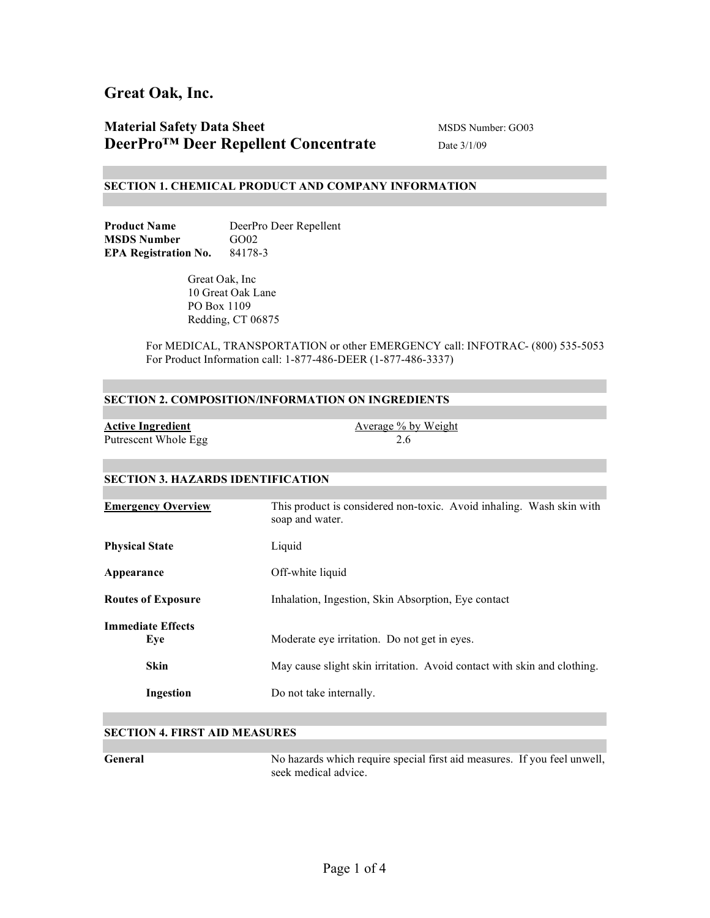# Great Oak, Inc.

## Material Safety Data Sheet
## DeerPro™ Deer Repellent Concentrate

MSDS Number: GO03
Date 3/1/09

### SECTION 1. CHEMICAL PRODUCT AND COMPANY INFORMATION

**Product Name** DeerPro Deer Repellent
**MSDS Number** GO02
**EPA Registration No.** 84178-3

Great Oak, Inc
10 Great Oak Lane
PO Box 1109
Redding, CT 06875

For MEDICAL, TRANSPORTATION or other EMERGENCY call: INFOTRAC- (800) 535-5053
For Product Information call: 1-877-486-DEER (1-877-486-3337)

### SECTION 2. COMPOSITION/INFORMATION ON INGREDIENTS

| Active Ingredient | Average % by Weight |
| --- | --- |
| Putrescent Whole Egg | 2.6 |

### SECTION 3. HAZARDS IDENTIFICATION

**Emergency Overview** This product is considered non-toxic. Avoid inhaling. Wash skin with soap and water.

**Physical State** Liquid

**Appearance** Off-white liquid

**Routes of Exposure** Inhalation, Ingestion, Skin Absorption, Eye contact

**Immediate Effects**

- **Eye** Moderate eye irritation. Do not get in eyes.
- **Skin** May cause slight skin irritation. Avoid contact with skin and clothing.
- **Ingestion** Do not take internally.

### SECTION 4. FIRST AID MEASURES

**General** No hazards which require special first aid measures. If you feel unwell, seek medical advice.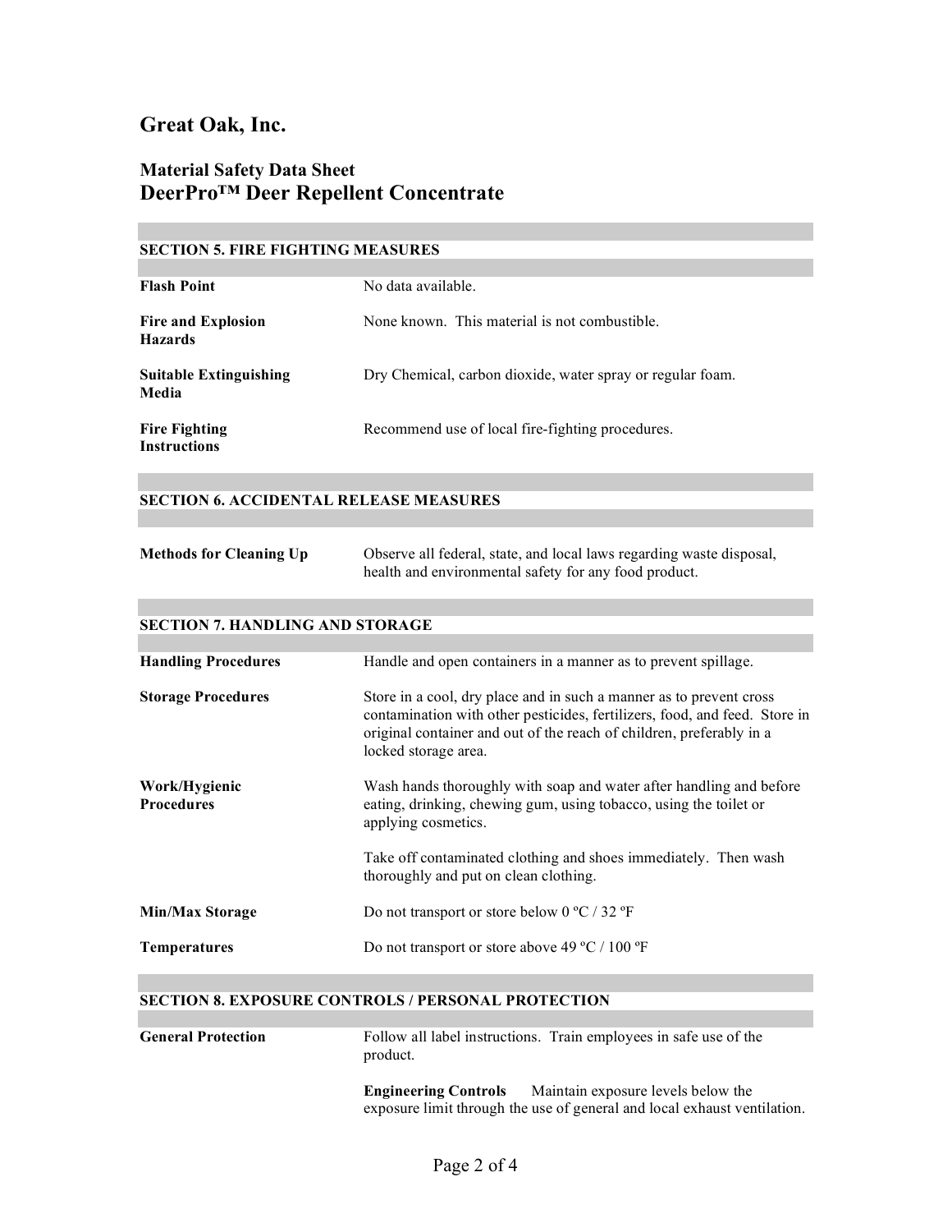# Great Oak, Inc.

## Material Safety Data Sheet
## DeerPro™ Deer Repellent Concentrate

### SECTION 5. FIRE FIGHTING MEASURES

| | |
|---|---|
| **Flash Point** | No data available. |
| **Fire and Explosion Hazards** | None known. This material is not combustible. |
| **Suitable Extinguishing Media** | Dry Chemical, carbon dioxide, water spray or regular foam. |
| **Fire Fighting Instructions** | Recommend use of local fire-fighting procedures. |

### SECTION 6. ACCIDENTAL RELEASE MEASURES

| | |
|---|---|
| **Methods for Cleaning Up** | Observe all federal, state, and local laws regarding waste disposal, health and environmental safety for any food product. |

### SECTION 7. HANDLING AND STORAGE

| | |
|---|---|
| **Handling Procedures** | Handle and open containers in a manner as to prevent spillage. |
| **Storage Procedures** | Store in a cool, dry place and in such a manner as to prevent cross contamination with other pesticides, fertilizers, food, and feed. Store in original container and out of the reach of children, preferably in a locked storage area. |
| **Work/Hygienic Procedures** | Wash hands thoroughly with soap and water after handling and before eating, drinking, chewing gum, using tobacco, using the toilet or applying cosmetics.<br><br>Take off contaminated clothing and shoes immediately. Then wash thoroughly and put on clean clothing. |
| **Min/Max Storage** | Do not transport or store below 0 ºC / 32 ºF |
| **Temperatures** | Do not transport or store above 49 ºC / 100 ºF |

### SECTION 8. EXPOSURE CONTROLS / PERSONAL PROTECTION

| | |
|---|---|
| **General Protection** | Follow all label instructions. Train employees in safe use of the product.<br><br>**Engineering Controls** Maintain exposure levels below the exposure limit through the use of general and local exhaust ventilation. |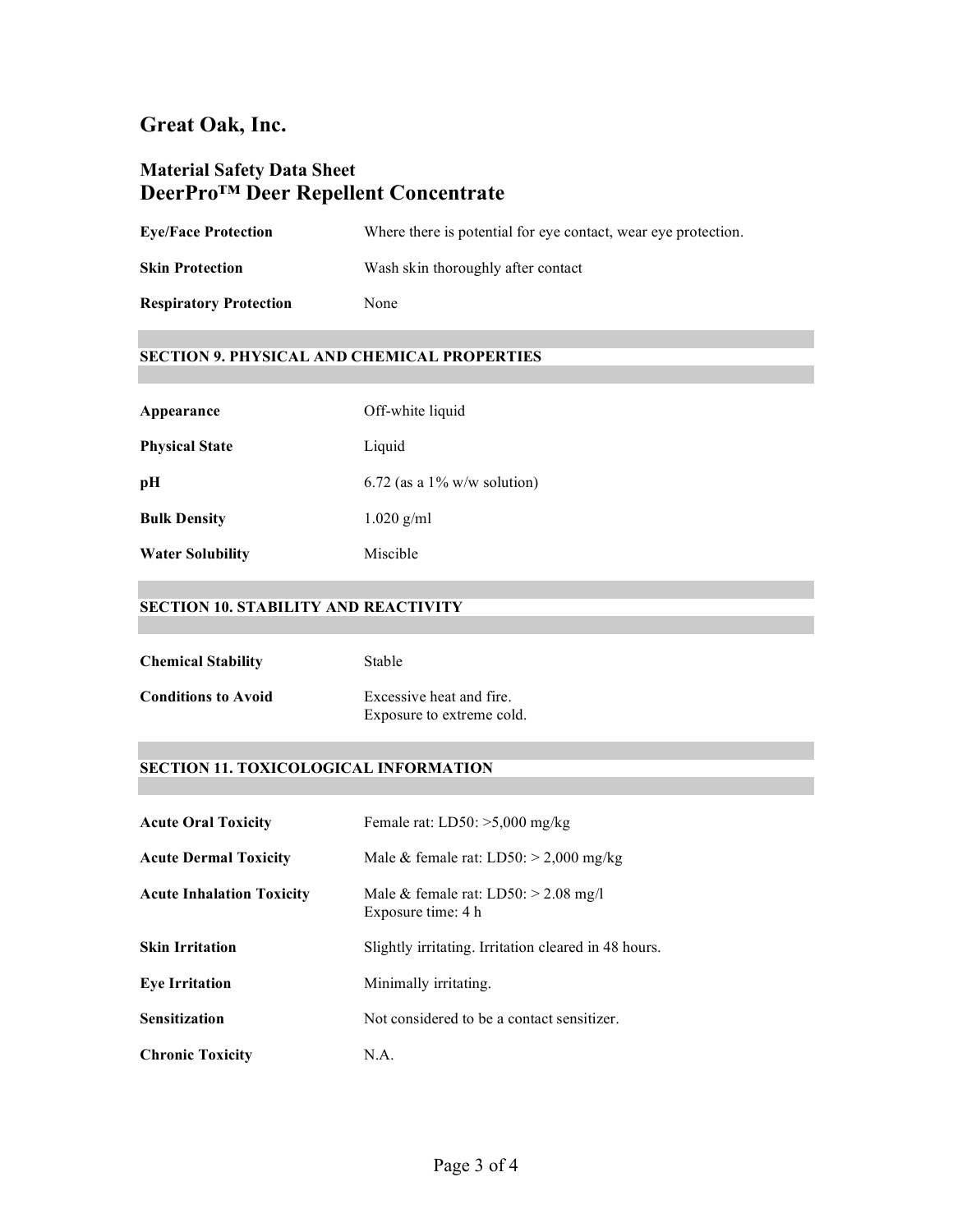# Great Oak, Inc.

## Material Safety Data Sheet
## DeerPro™ Deer Repellent Concentrate

| | |
|---|---|
| **Eye/Face Protection** | Where there is potential for eye contact, wear eye protection. |
| **Skin Protection** | Wash skin thoroughly after contact |
| **Respiratory Protection** | None |

### SECTION 9. PHYSICAL AND CHEMICAL PROPERTIES

| | |
|---|---|
| **Appearance** | Off-white liquid |
| **Physical State** | Liquid |
| **pH** | 6.72 (as a 1% w/w solution) |
| **Bulk Density** | 1.020 g/ml |
| **Water Solubility** | Miscible |

### SECTION 10. STABILITY AND REACTIVITY

| | |
|---|---|
| **Chemical Stability** | Stable |
| **Conditions to Avoid** | Excessive heat and fire.<br>Exposure to extreme cold. |

### SECTION 11. TOXICOLOGICAL INFORMATION

| | |
|---|---|
| **Acute Oral Toxicity** | Female rat: LD50: >5,000 mg/kg |
| **Acute Dermal Toxicity** | Male & female rat: LD50: > 2,000 mg/kg |
| **Acute Inhalation Toxicity** | Male & female rat: LD50: > 2.08 mg/l<br>Exposure time: 4 h |
| **Skin Irritation** | Slightly irritating. Irritation cleared in 48 hours. |
| **Eye Irritation** | Minimally irritating. |
| **Sensitization** | Not considered to be a contact sensitizer. |
| **Chronic Toxicity** | N.A. |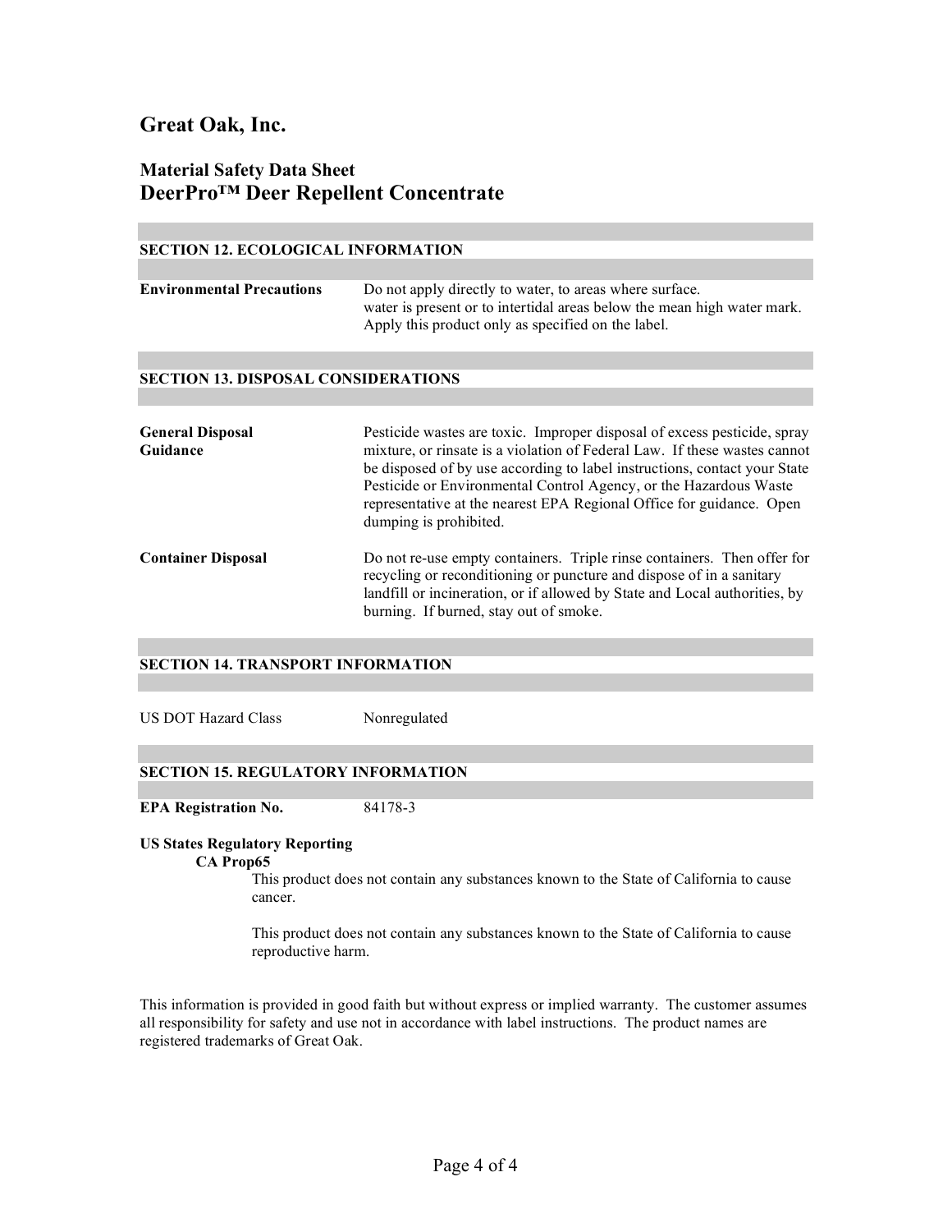# Great Oak, Inc.

## Material Safety Data Sheet
## DeerPro™ Deer Repellent Concentrate

### SECTION 12. ECOLOGICAL INFORMATION

**Environmental Precautions** Do not apply directly to water, to areas where surface. water is present or to intertidal areas below the mean high water mark. Apply this product only as specified on the label.

### SECTION 13. DISPOSAL CONSIDERATIONS

**General Disposal Guidance** Pesticide wastes are toxic. Improper disposal of excess pesticide, spray mixture, or rinsate is a violation of Federal Law. If these wastes cannot be disposed of by use according to label instructions, contact your State Pesticide or Environmental Control Agency, or the Hazardous Waste representative at the nearest EPA Regional Office for guidance. Open dumping is prohibited.

**Container Disposal** Do not re-use empty containers. Triple rinse containers. Then offer for recycling or reconditioning or puncture and dispose of in a sanitary landfill or incineration, or if allowed by State and Local authorities, by burning. If burned, stay out of smoke.

### SECTION 14. TRANSPORT INFORMATION

US DOT Hazard Class Nonregulated

### SECTION 15. REGULATORY INFORMATION

**EPA Registration No.** 84178-3

**US States Regulatory Reporting**

**CA Prop65**

This product does not contain any substances known to the State of California to cause cancer.

This product does not contain any substances known to the State of California to cause reproductive harm.

This information is provided in good faith but without express or implied warranty. The customer assumes all responsibility for safety and use not in accordance with label instructions. The product names are registered trademarks of Great Oak.